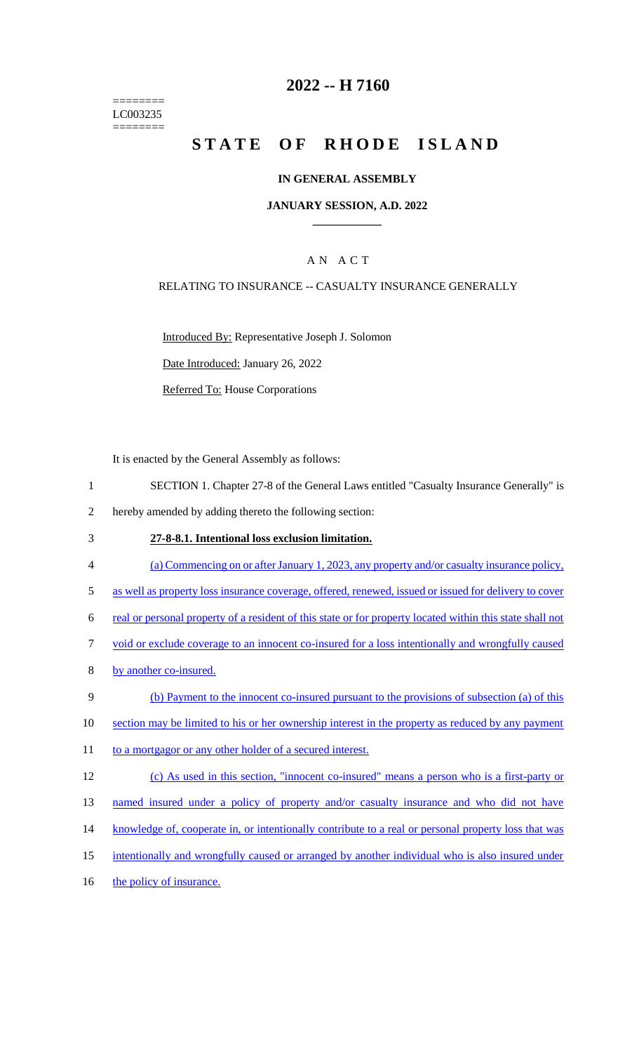========
LC003235
========

# 2022 -- H 7160

# STATE OF RHODE ISLAND

### IN GENERAL ASSEMBLY

### JANUARY SESSION, A.D. 2022

## A N A C T

RELATING TO INSURANCE -- CASUALTY INSURANCE GENERALLY

Introduced By: Representative Joseph J. Solomon

Date Introduced: January 26, 2022

Referred To: House Corporations

It is enacted by the General Assembly as follows:

1 SECTION 1. Chapter 27-8 of the General Laws entitled "Casualty Insurance Generally" is
2 hereby amended by adding thereto the following section:

3 **27-8-8.1. Intentional loss exclusion limitation.**

4 (a) Commencing on or after January 1, 2023, any property and/or casualty insurance policy,
5 as well as property loss insurance coverage, offered, renewed, issued or issued for delivery to cover
6 real or personal property of a resident of this state or for property located within this state shall not
7 void or exclude coverage to an innocent co-insured for a loss intentionally and wrongfully caused
8 by another co-insured.

9 (b) Payment to the innocent co-insured pursuant to the provisions of subsection (a) of this
10 section may be limited to his or her ownership interest in the property as reduced by any payment
11 to a mortgagor or any other holder of a secured interest.

12 (c) As used in this section, "innocent co-insured" means a person who is a first-party or
13 named insured under a policy of property and/or casualty insurance and who did not have
14 knowledge of, cooperate in, or intentionally contribute to a real or personal property loss that was
15 intentionally and wrongfully caused or arranged by another individual who is also insured under
16 the policy of insurance.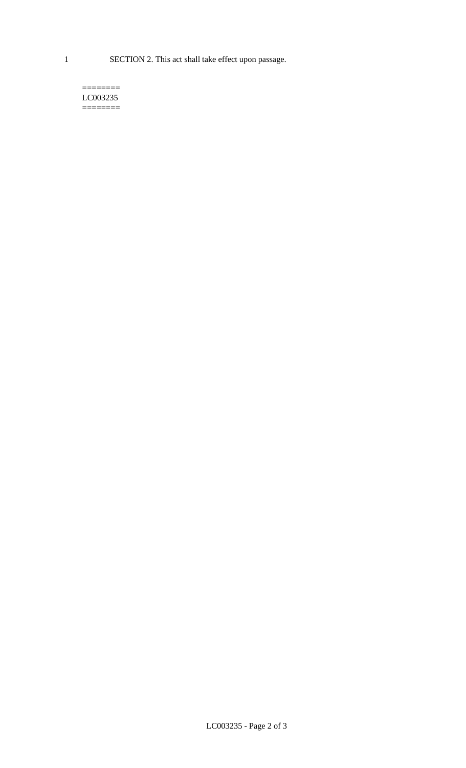SECTION 2. This act shall take effect upon passage.

========
LC003235
========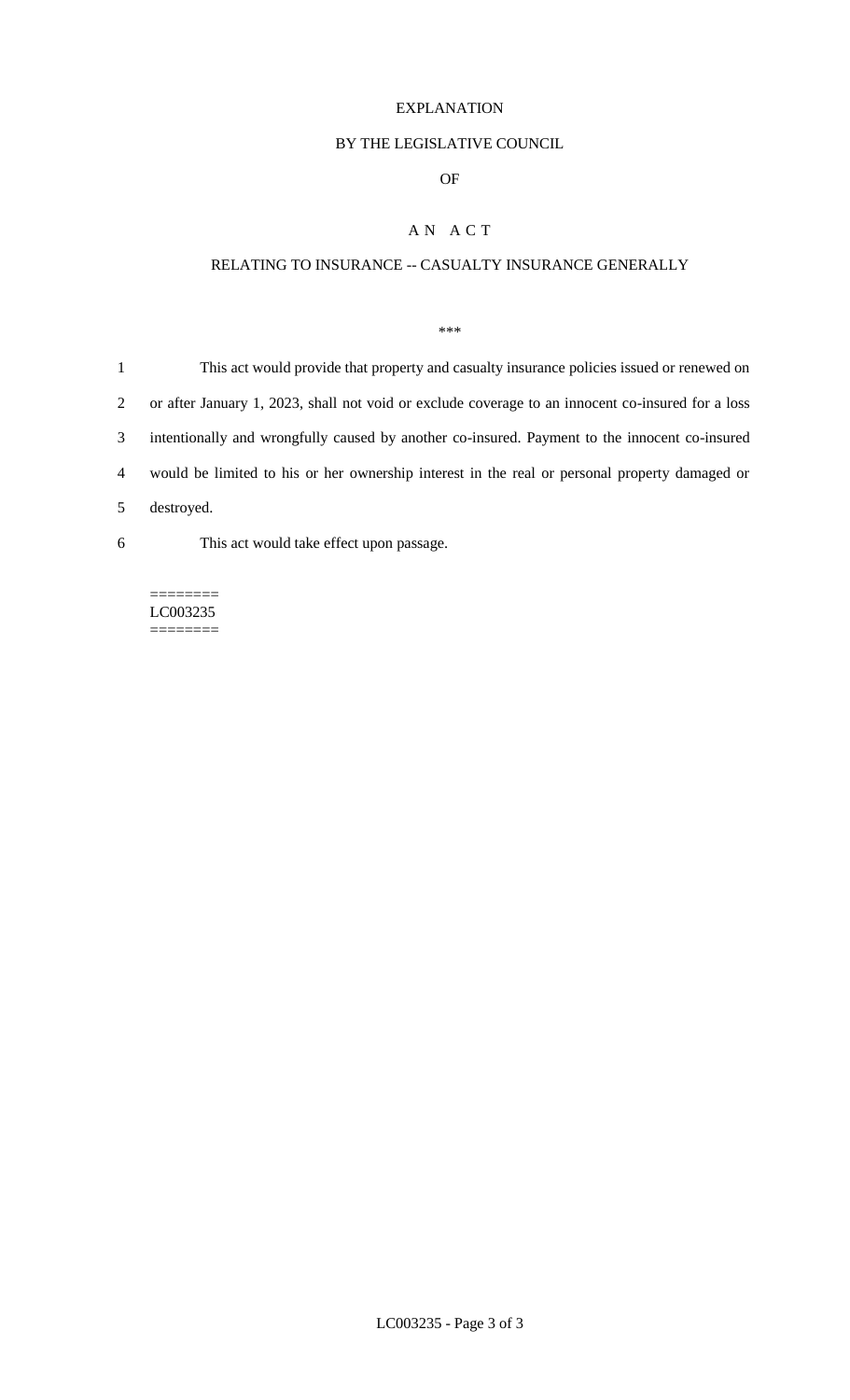EXPLANATION

BY THE LEGISLATIVE COUNCIL

OF

A N A C T

RELATING TO INSURANCE -- CASUALTY INSURANCE GENERALLY

\*\*\*

This act would provide that property and casualty insurance policies issued or renewed on or after January 1, 2023, shall not void or exclude coverage to an innocent co-insured for a loss intentionally and wrongfully caused by another co-insured. Payment to the innocent co-insured would be limited to his or her ownership interest in the real or personal property damaged or destroyed.

This act would take effect upon passage.

========
LC003235
========